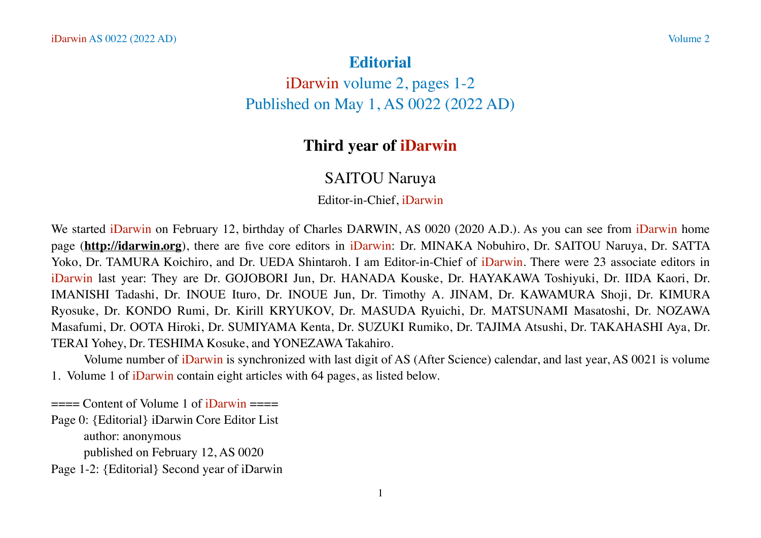# Editorial

iDarwin volume 2, pages 1-2

Published on May 1, AS 0022 (2022 AD)

## Third year of iDarwin

SAITOU Naruya

Editor-in-Chief, iDarwin

We started iDarwin on February 12, birthday of Charles DARWIN, AS 0020 (2020 A.D.). As you can see from iDarwin home page (**http://idarwin.org**), there are five core editors in iDarwin: Dr. MINAKA Nobuhiro, Dr. SAITOU Naruya, Dr. SATTA Yoko, Dr. TAMURA Koichiro, and Dr. UEDA Shintaroh. I am Editor-in-Chief of iDarwin. There were 23 associate editors in iDarwin last year: They are Dr. GOJOBORI Jun, Dr. HANADA Kouske, Dr. HAYAKAWA Toshiyuki, Dr. IIDA Kaori, Dr. IMANISHI Tadashi, Dr. INOUE Ituro, Dr. INOUE Jun, Dr. Timothy A. JINAM, Dr. KAWAMURA Shoji, Dr. KIMURA Ryosuke, Dr. KONDO Rumi, Dr. Kirill KRYUKOV, Dr. MASUDA Ryuichi, Dr. MATSUNAMI Masatoshi, Dr. NOZAWA Masafumi, Dr. OOTA Hiroki, Dr. SUMIYAMA Kenta, Dr. SUZUKI Rumiko, Dr. TAJIMA Atsushi, Dr. TAKAHASHI Aya, Dr. TERAI Yohey, Dr. TESHIMA Kosuke, and YONEZAWA Takahiro.

Volume number of iDarwin is synchronized with last digit of AS (After Science) calendar, and last year, AS 0021 is volume 1. Volume 1 of iDarwin contain eight articles with 64 pages, as listed below.

==== Content of Volume 1 of iDarwin ====

Page 0: {Editorial} iDarwin Core Editor List
    author: anonymous
    published on February 12, AS 0020

Page 1-2: {Editorial} Second year of iDarwin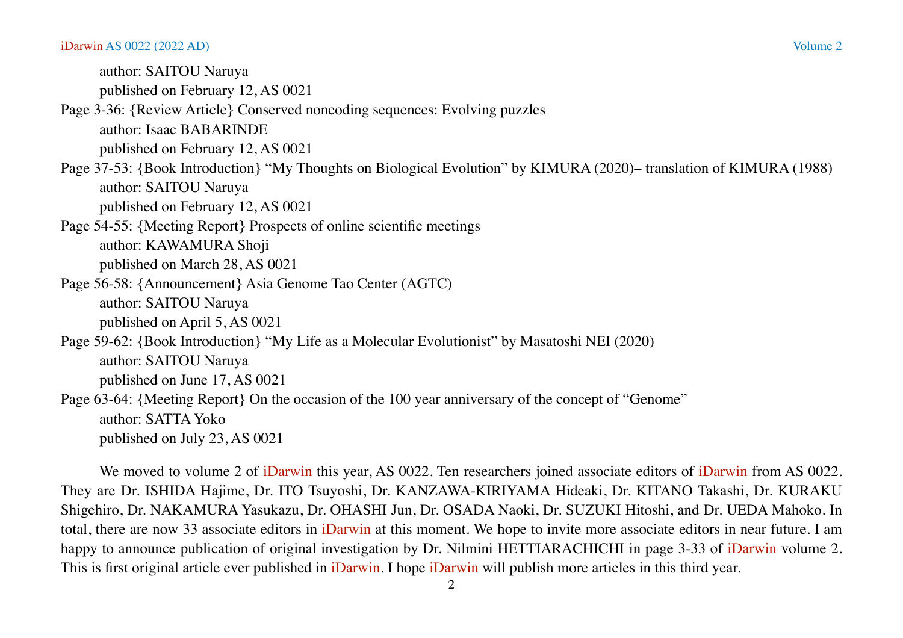author: SAITOU Naruya
published on February 12, AS 0021

Page 3-36: {Review Article} Conserved noncoding sequences: Evolving puzzles
author: Isaac BABARINDE
published on February 12, AS 0021

Page 37-53: {Book Introduction} “My Thoughts on Biological Evolution” by KIMURA (2020)– translation of KIMURA (1988)
author: SAITOU Naruya
published on February 12, AS 0021

Page 54-55: {Meeting Report} Prospects of online scientific meetings
author: KAWAMURA Shoji
published on March 28, AS 0021

Page 56-58: {Announcement} Asia Genome Tao Center (AGTC)
author: SAITOU Naruya
published on April 5, AS 0021

Page 59-62: {Book Introduction} “My Life as a Molecular Evolutionist” by Masatoshi NEI (2020)
author: SAITOU Naruya
published on June 17, AS 0021

Page 63-64: {Meeting Report} On the occasion of the 100 year anniversary of the concept of “Genome”
author: SATTA Yoko
published on July 23, AS 0021

We moved to volume 2 of iDarwin this year, AS 0022. Ten researchers joined associate editors of iDarwin from AS 0022. They are Dr. ISHIDA Hajime, Dr. ITO Tsuyoshi, Dr. KANZAWA-KIRIYAMA Hideaki, Dr. KITANO Takashi, Dr. KURAKU Shigehiro, Dr. NAKAMURA Yasukazu, Dr. OHASHI Jun, Dr. OSADA Naoki, Dr. SUZUKI Hitoshi, and Dr. UEDA Mahoko. In total, there are now 33 associate editors in iDarwin at this moment. We hope to invite more associate editors in near future. I am happy to announce publication of original investigation by Dr. Nilmini HETTIARACHICHI in page 3-33 of iDarwin volume 2. This is first original article ever published in iDarwin. I hope iDarwin will publish more articles in this third year.